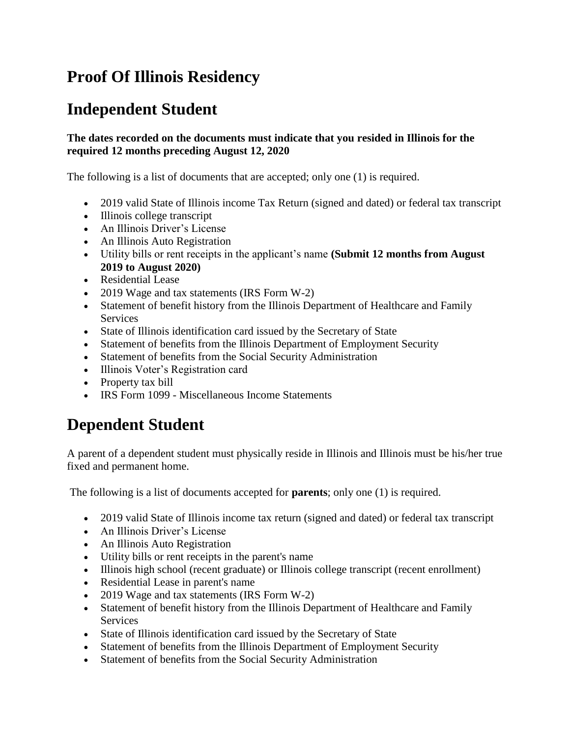# Proof Of Illinois Residency

# Independent Student

**The dates recorded on the documents must indicate that you resided in Illinois for the required 12 months preceding August 12, 2020**

The following is a list of documents that are accepted; only one (1) is required.

- 2019 valid State of Illinois income Tax Return (signed and dated) or federal tax transcript
- Illinois college transcript
- An Illinois Driver's License
- An Illinois Auto Registration
- Utility bills or rent receipts in the applicant's name **(Submit 12 months from August 2019 to August 2020)**
- Residential Lease
- 2019 Wage and tax statements (IRS Form W-2)
- Statement of benefit history from the Illinois Department of Healthcare and Family Services
- State of Illinois identification card issued by the Secretary of State
- Statement of benefits from the Illinois Department of Employment Security
- Statement of benefits from the Social Security Administration
- Illinois Voter's Registration card
- Property tax bill
- IRS Form 1099 - Miscellaneous Income Statements

# Dependent Student

A parent of a dependent student must physically reside in Illinois and Illinois must be his/her true fixed and permanent home.

The following is a list of documents accepted for **parents**; only one (1) is required.

- 2019 valid State of Illinois income tax return (signed and dated) or federal tax transcript
- An Illinois Driver's License
- An Illinois Auto Registration
- Utility bills or rent receipts in the parent's name
- Illinois high school (recent graduate) or Illinois college transcript (recent enrollment)
- Residential Lease in parent's name
- 2019 Wage and tax statements (IRS Form W-2)
- Statement of benefit history from the Illinois Department of Healthcare and Family Services
- State of Illinois identification card issued by the Secretary of State
- Statement of benefits from the Illinois Department of Employment Security
- Statement of benefits from the Social Security Administration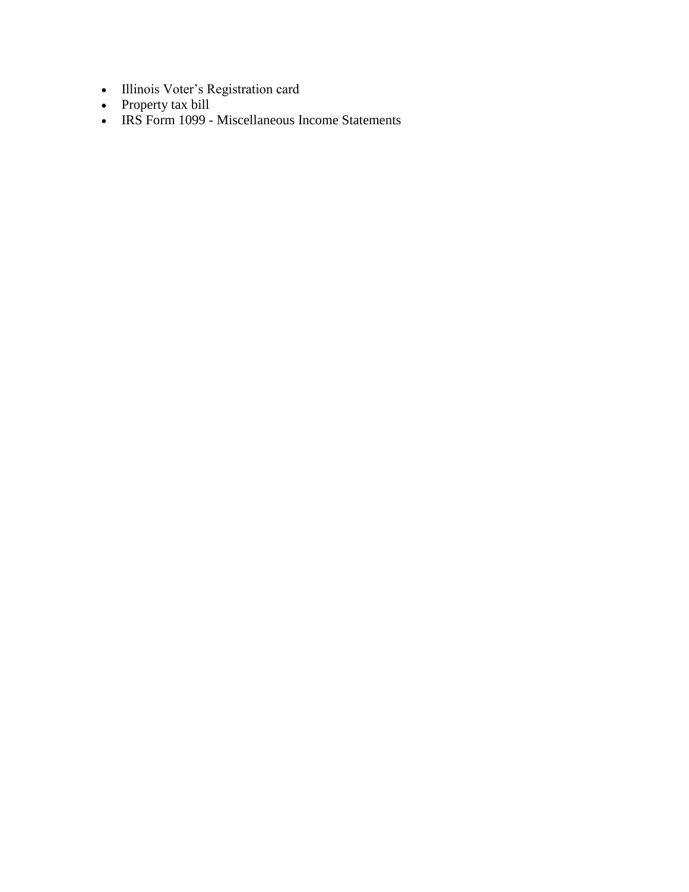- Illinois Voter's Registration card
- Property tax bill
- IRS Form 1099 - Miscellaneous Income Statements